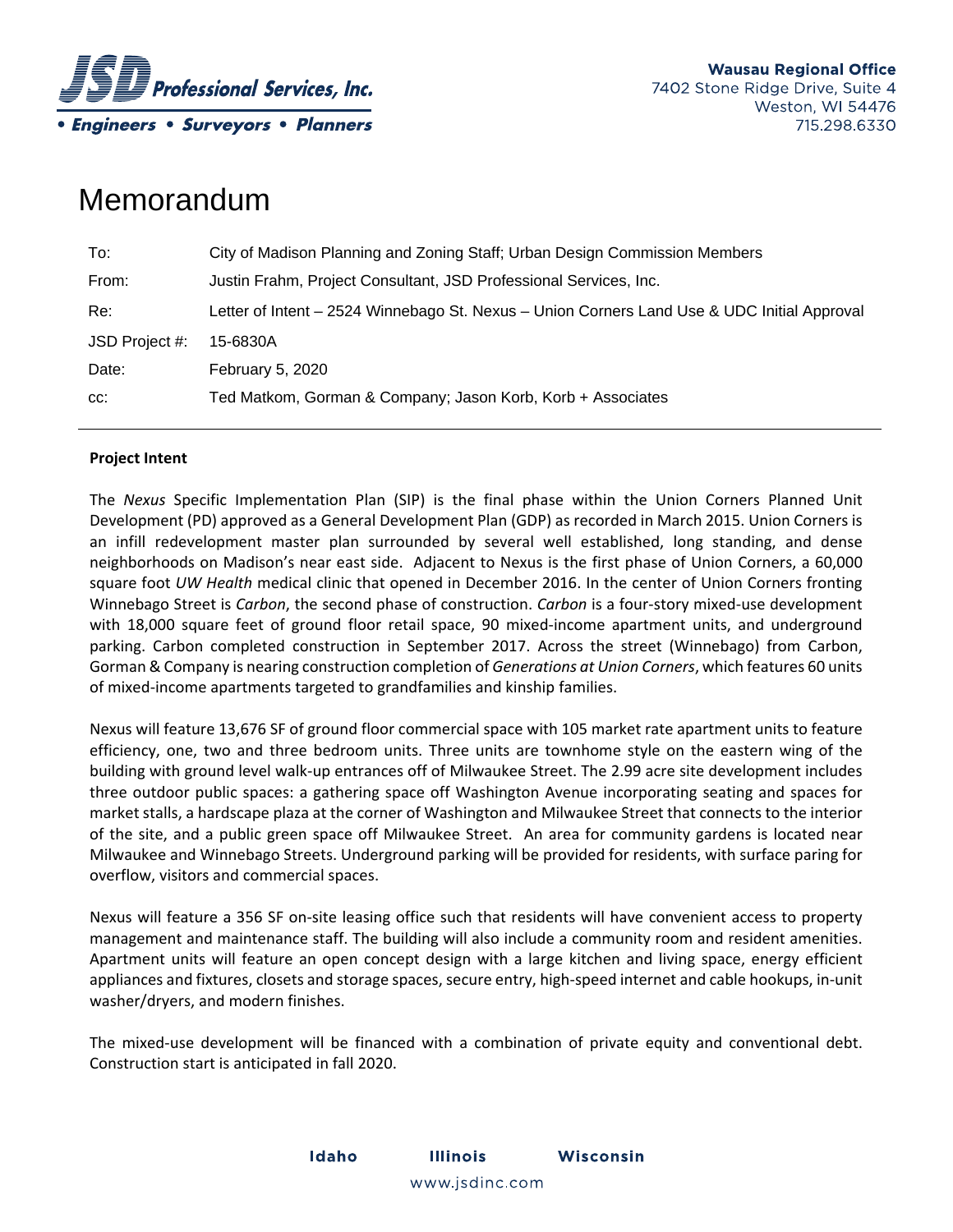JSD Professional Services, Inc.

• Engineers • Surveyors • Planners

**Wausau Regional Office**
7402 Stone Ridge Drive, Suite 4
Weston, WI 54476
715.298.6330

# Memorandum

| | |
|---|---|
| To: | City of Madison Planning and Zoning Staff; Urban Design Commission Members |
| From: | Justin Frahm, Project Consultant, JSD Professional Services, Inc. |
| Re: | Letter of Intent – 2524 Winnebago St. Nexus – Union Corners Land Use & UDC Initial Approval |
| JSD Project #: | 15-6830A |
| Date: | February 5, 2020 |
| cc: | Ted Matkom, Gorman & Company; Jason Korb, Korb + Associates |

---

**Project Intent**

The *Nexus* Specific Implementation Plan (SIP) is the final phase within the Union Corners Planned Unit Development (PD) approved as a General Development Plan (GDP) as recorded in March 2015. Union Corners is an infill redevelopment master plan surrounded by several well established, long standing, and dense neighborhoods on Madison's near east side. Adjacent to Nexus is the first phase of Union Corners, a 60,000 square foot *UW Health* medical clinic that opened in December 2016. In the center of Union Corners fronting Winnebago Street is *Carbon*, the second phase of construction. *Carbon* is a four-story mixed-use development with 18,000 square feet of ground floor retail space, 90 mixed-income apartment units, and underground parking. Carbon completed construction in September 2017. Across the street (Winnebago) from Carbon, Gorman & Company is nearing construction completion of *Generations at Union Corners*, which features 60 units of mixed-income apartments targeted to grandfamilies and kinship families.

Nexus will feature 13,676 SF of ground floor commercial space with 105 market rate apartment units to feature efficiency, one, two and three bedroom units. Three units are townhome style on the eastern wing of the building with ground level walk-up entrances off of Milwaukee Street. The 2.99 acre site development includes three outdoor public spaces: a gathering space off Washington Avenue incorporating seating and spaces for market stalls, a hardscape plaza at the corner of Washington and Milwaukee Street that connects to the interior of the site, and a public green space off Milwaukee Street. An area for community gardens is located near Milwaukee and Winnebago Streets. Underground parking will be provided for residents, with surface paring for overflow, visitors and commercial spaces.

Nexus will feature a 356 SF on-site leasing office such that residents will have convenient access to property management and maintenance staff. The building will also include a community room and resident amenities. Apartment units will feature an open concept design with a large kitchen and living space, energy efficient appliances and fixtures, closets and storage spaces, secure entry, high-speed internet and cable hookups, in-unit washer/dryers, and modern finishes.

The mixed-use development will be financed with a combination of private equity and conventional debt. Construction start is anticipated in fall 2020.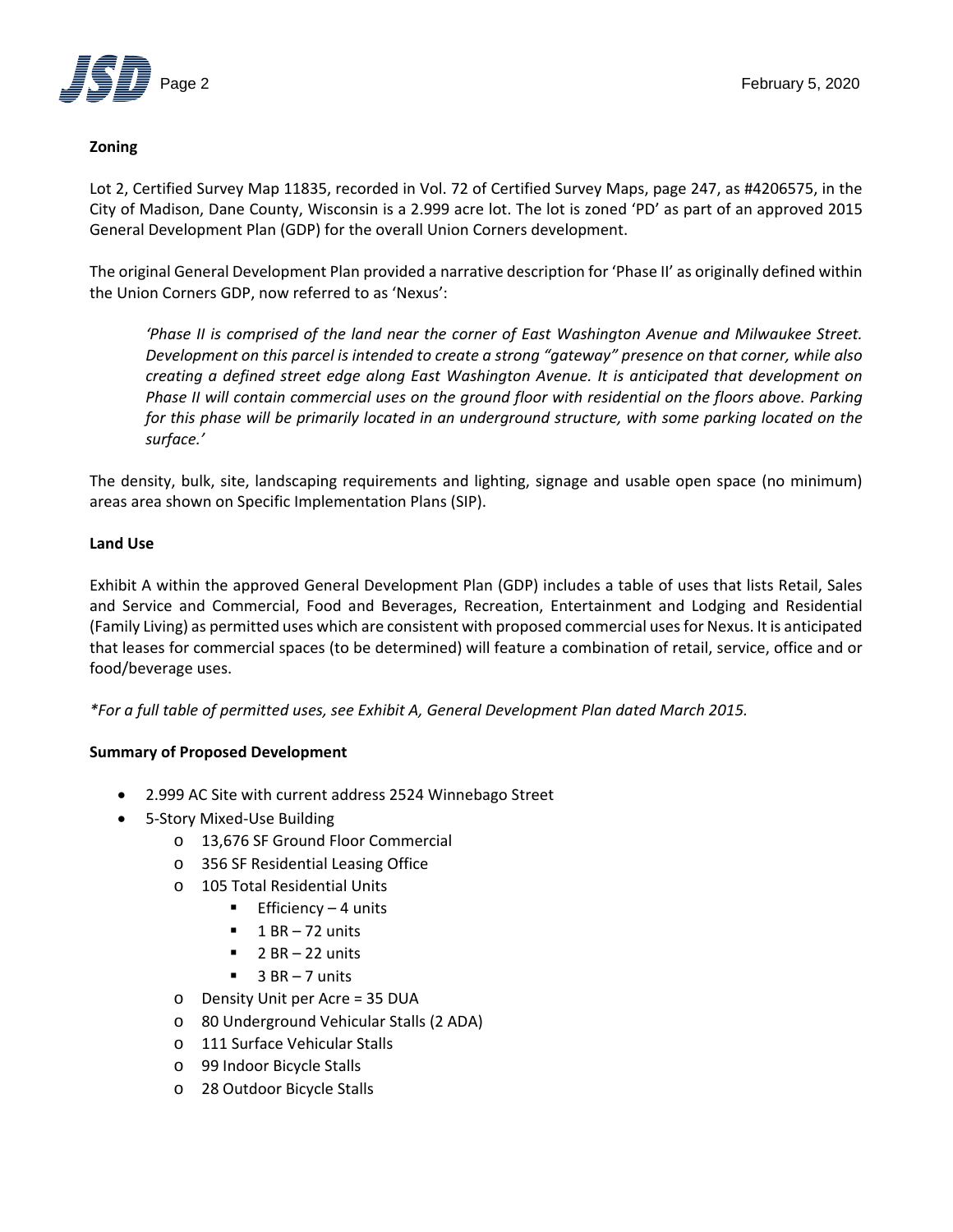**Zoning**

Lot 2, Certified Survey Map 11835, recorded in Vol. 72 of Certified Survey Maps, page 247, as #4206575, in the City of Madison, Dane County, Wisconsin is a 2.999 acre lot. The lot is zoned 'PD' as part of an approved 2015 General Development Plan (GDP) for the overall Union Corners development.

The original General Development Plan provided a narrative description for 'Phase II' as originally defined within the Union Corners GDP, now referred to as 'Nexus':

> *'Phase II is comprised of the land near the corner of East Washington Avenue and Milwaukee Street. Development on this parcel is intended to create a strong "gateway" presence on that corner, while also creating a defined street edge along East Washington Avenue. It is anticipated that development on Phase II will contain commercial uses on the ground floor with residential on the floors above. Parking for this phase will be primarily located in an underground structure, with some parking located on the surface.'*

The density, bulk, site, landscaping requirements and lighting, signage and usable open space (no minimum) areas area shown on Specific Implementation Plans (SIP).

**Land Use**

Exhibit A within the approved General Development Plan (GDP) includes a table of uses that lists Retail, Sales and Service and Commercial, Food and Beverages, Recreation, Entertainment and Lodging and Residential (Family Living) as permitted uses which are consistent with proposed commercial uses for Nexus. It is anticipated that leases for commercial spaces (to be determined) will feature a combination of retail, service, office and or food/beverage uses.

*\*For a full table of permitted uses, see Exhibit A, General Development Plan dated March 2015.*

**Summary of Proposed Development**

- 2.999 AC Site with current address 2524 Winnebago Street
- 5-Story Mixed-Use Building
  - 13,676 SF Ground Floor Commercial
  - 356 SF Residential Leasing Office
  - 105 Total Residential Units
    - Efficiency – 4 units
    - 1 BR – 72 units
    - 2 BR – 22 units
    - 3 BR – 7 units
  - Density Unit per Acre = 35 DUA
  - 80 Underground Vehicular Stalls (2 ADA)
  - 111 Surface Vehicular Stalls
  - 99 Indoor Bicycle Stalls
  - 28 Outdoor Bicycle Stalls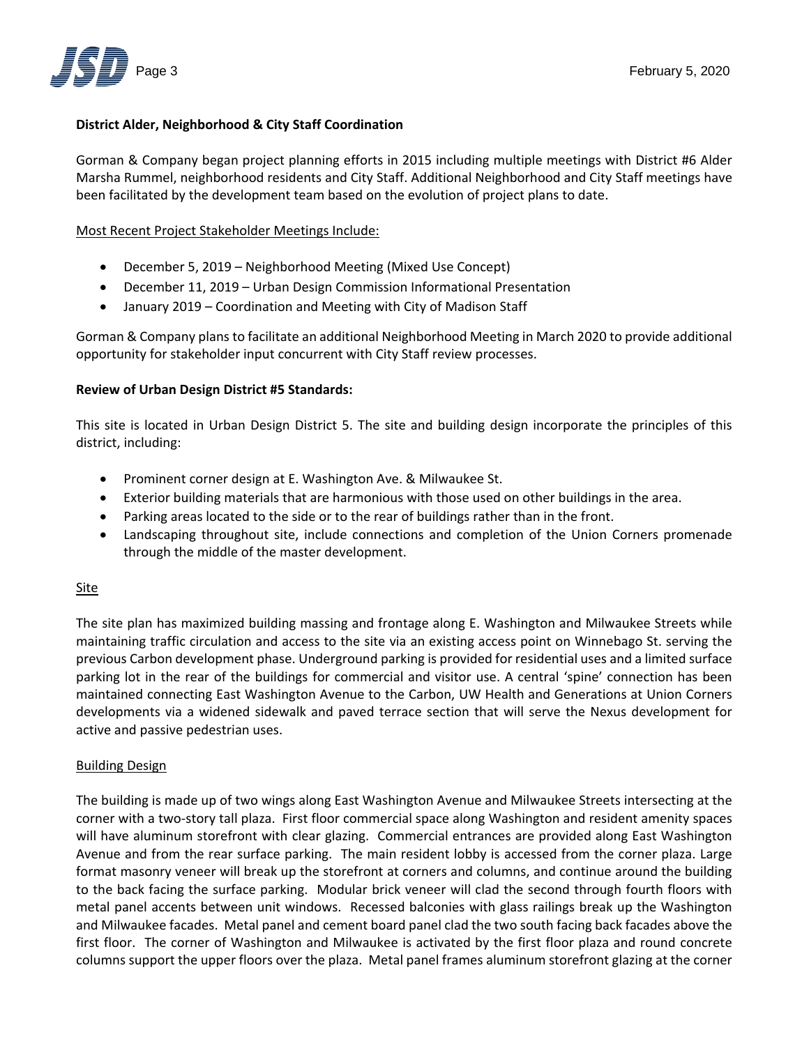**District Alder, Neighborhood & City Staff Coordination**

Gorman & Company began project planning efforts in 2015 including multiple meetings with District #6 Alder Marsha Rummel, neighborhood residents and City Staff. Additional Neighborhood and City Staff meetings have been facilitated by the development team based on the evolution of project plans to date.

Most Recent Project Stakeholder Meetings Include:

- December 5, 2019 – Neighborhood Meeting (Mixed Use Concept)
- December 11, 2019 – Urban Design Commission Informational Presentation
- January 2019 – Coordination and Meeting with City of Madison Staff

Gorman & Company plans to facilitate an additional Neighborhood Meeting in March 2020 to provide additional opportunity for stakeholder input concurrent with City Staff review processes.

**Review of Urban Design District #5 Standards:**

This site is located in Urban Design District 5. The site and building design incorporate the principles of this district, including:

- Prominent corner design at E. Washington Ave. & Milwaukee St.
- Exterior building materials that are harmonious with those used on other buildings in the area.
- Parking areas located to the side or to the rear of buildings rather than in the front.
- Landscaping throughout site, include connections and completion of the Union Corners promenade through the middle of the master development.

Site

The site plan has maximized building massing and frontage along E. Washington and Milwaukee Streets while maintaining traffic circulation and access to the site via an existing access point on Winnebago St. serving the previous Carbon development phase. Underground parking is provided for residential uses and a limited surface parking lot in the rear of the buildings for commercial and visitor use. A central 'spine' connection has been maintained connecting East Washington Avenue to the Carbon, UW Health and Generations at Union Corners developments via a widened sidewalk and paved terrace section that will serve the Nexus development for active and passive pedestrian uses.

Building Design

The building is made up of two wings along East Washington Avenue and Milwaukee Streets intersecting at the corner with a two-story tall plaza. First floor commercial space along Washington and resident amenity spaces will have aluminum storefront with clear glazing. Commercial entrances are provided along East Washington Avenue and from the rear surface parking. The main resident lobby is accessed from the corner plaza. Large format masonry veneer will break up the storefront at corners and columns, and continue around the building to the back facing the surface parking. Modular brick veneer will clad the second through fourth floors with metal panel accents between unit windows. Recessed balconies with glass railings break up the Washington and Milwaukee facades. Metal panel and cement board panel clad the two south facing back facades above the first floor. The corner of Washington and Milwaukee is activated by the first floor plaza and round concrete columns support the upper floors over the plaza. Metal panel frames aluminum storefront glazing at the corner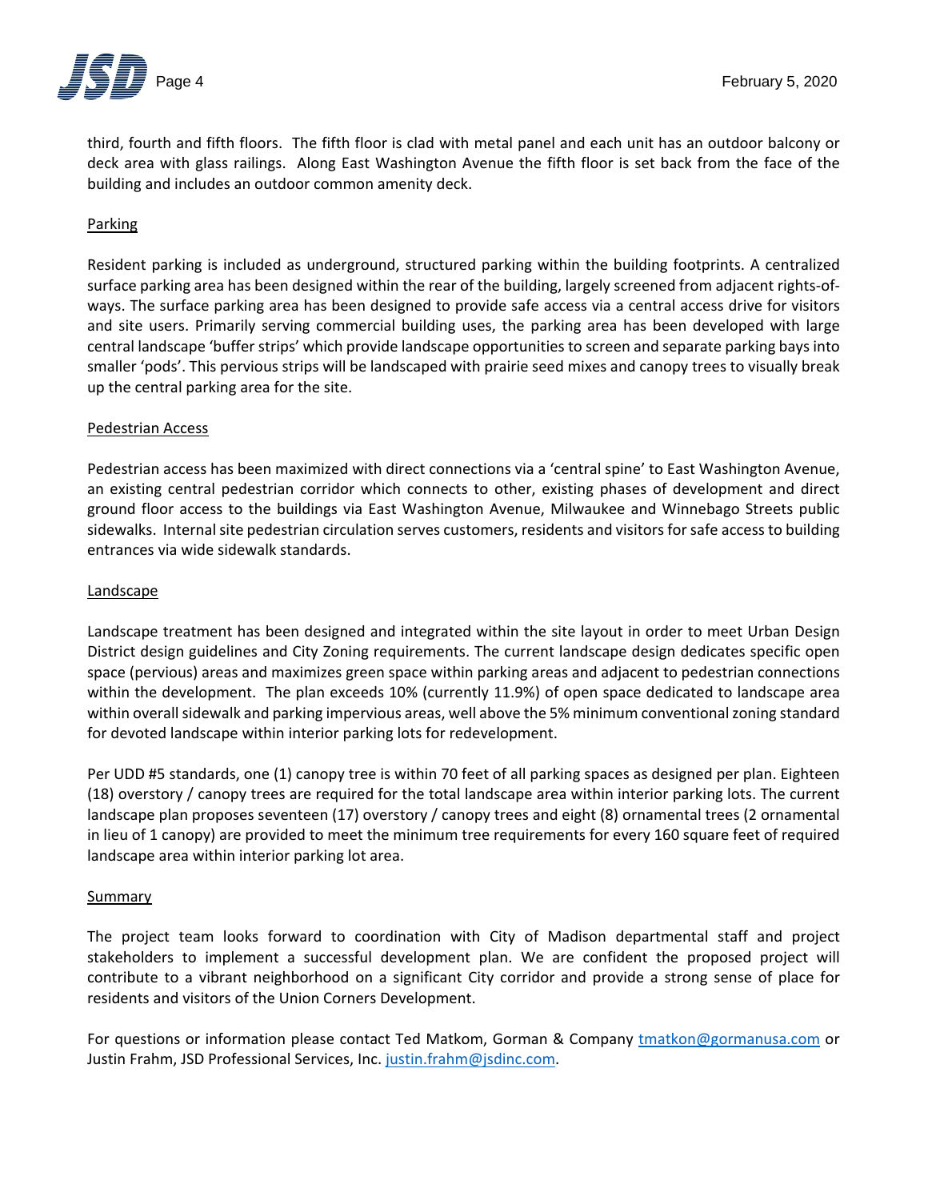third, fourth and fifth floors. The fifth floor is clad with metal panel and each unit has an outdoor balcony or deck area with glass railings. Along East Washington Avenue the fifth floor is set back from the face of the building and includes an outdoor common amenity deck.

## Parking

Resident parking is included as underground, structured parking within the building footprints. A centralized surface parking area has been designed within the rear of the building, largely screened from adjacent rights-of-ways. The surface parking area has been designed to provide safe access via a central access drive for visitors and site users. Primarily serving commercial building uses, the parking area has been developed with large central landscape 'buffer strips' which provide landscape opportunities to screen and separate parking bays into smaller 'pods'. This pervious strips will be landscaped with prairie seed mixes and canopy trees to visually break up the central parking area for the site.

## Pedestrian Access

Pedestrian access has been maximized with direct connections via a 'central spine' to East Washington Avenue, an existing central pedestrian corridor which connects to other, existing phases of development and direct ground floor access to the buildings via East Washington Avenue, Milwaukee and Winnebago Streets public sidewalks. Internal site pedestrian circulation serves customers, residents and visitors for safe access to building entrances via wide sidewalk standards.

## Landscape

Landscape treatment has been designed and integrated within the site layout in order to meet Urban Design District design guidelines and City Zoning requirements. The current landscape design dedicates specific open space (pervious) areas and maximizes green space within parking areas and adjacent to pedestrian connections within the development. The plan exceeds 10% (currently 11.9%) of open space dedicated to landscape area within overall sidewalk and parking impervious areas, well above the 5% minimum conventional zoning standard for devoted landscape within interior parking lots for redevelopment.

Per UDD #5 standards, one (1) canopy tree is within 70 feet of all parking spaces as designed per plan. Eighteen (18) overstory / canopy trees are required for the total landscape area within interior parking lots. The current landscape plan proposes seventeen (17) overstory / canopy trees and eight (8) ornamental trees (2 ornamental in lieu of 1 canopy) are provided to meet the minimum tree requirements for every 160 square feet of required landscape area within interior parking lot area.

## Summary

The project team looks forward to coordination with City of Madison departmental staff and project stakeholders to implement a successful development plan. We are confident the proposed project will contribute to a vibrant neighborhood on a significant City corridor and provide a strong sense of place for residents and visitors of the Union Corners Development.

For questions or information please contact Ted Matkom, Gorman & Company [tmatkon@gormanusa.com](mailto:tmatkon@gormanusa.com) or Justin Frahm, JSD Professional Services, Inc. [justin.frahm@jsdinc.com](mailto:justin.frahm@jsdinc.com).